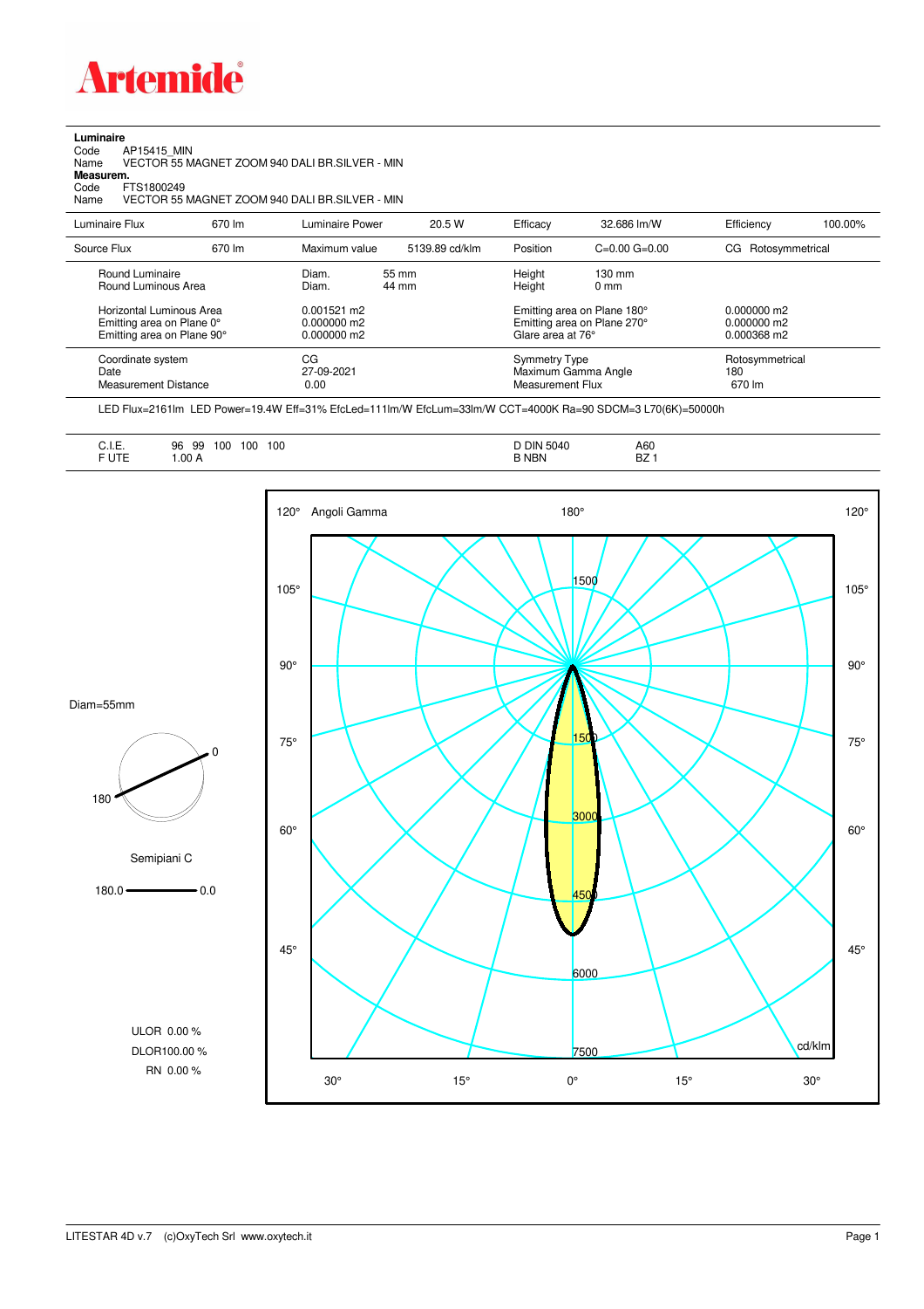# Artemide

**Luminaire**

Code AP15415_MIN

Name VECTOR 55 MAGNET ZOOM 940 DALI BR.SILVER - MIN

**Measurem.**

Code FTS1800249

Name VECTOR 55 MAGNET ZOOM 940 DALI BR.SILVER - MIN

| Luminaire Flux | 670 lm | Luminaire Power | 20.5 W | Efficacy | 32.686 lm/W | Efficiency | 100.00% |
|---|---|---|---|---|---|---|---|
| Source Flux | 670 lm | Maximum value | 5139.89 cd/klm | Position | C=0.00 G=0.00 | CG | Rotosymmetrical |

| | | | | |
|---|---|---|---|---|
| Round Luminaire | Diam. 55 mm | Height 130 mm | | |
| Round Luminous Area | Diam. 44 mm | Height 0 mm | | |
| Horizontal Luminous Area | 0.001521 m2 | Emitting area on Plane 180° | 0.000000 m2 | |
| Emitting area on Plane 0° | 0.000000 m2 | Emitting area on Plane 270° | 0.000000 m2 | |
| Emitting area on Plane 90° | 0.000000 m2 | Glare area at 76° | 0.000368 m2 | |
| Coordinate system | CG | Symmetry Type | Rotosymmetrical | |
| Date | 27-09-2021 | Maximum Gamma Angle | 180 | |
| Measurement Distance | 0.00 | Measurement Flux | 670 lm | |

LED Flux=2161lm LED Power=19.4W Eff=31% EfcLed=111lm/W EfcLum=33lm/W CCT=4000K Ra=90 SDCM=3 L70(6K)=50000h

| | | | |
|---|---|---|---|
| C.I.E. | 96 99 100 100 100 | D DIN 5040 | A60 |
| F UTE | 1.00 A | B NBN | BZ 1 |

Diam=55mm

Semipiani C

180.0 — 0.0

ULOR 0.00 %

DLOR100.00 %

RN 0.00 %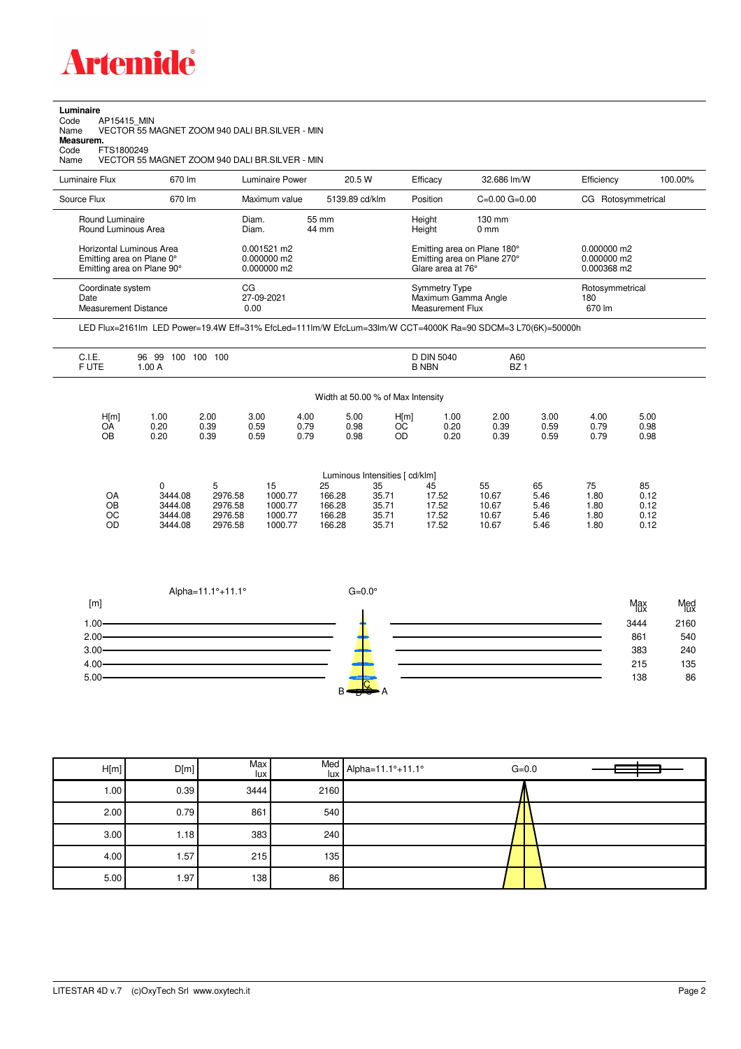# Artemide

**Luminaire**

Code AP15415_MIN
Name VECTOR 55 MAGNET ZOOM 940 DALI BR.SILVER - MIN

**Measurem.**

Code FTS1800249
Name VECTOR 55 MAGNET ZOOM 940 DALI BR.SILVER - MIN

| | | | | | | | |
|---|---|---|---|---|---|---|---|
| Luminaire Flux | 670 lm | Luminaire Power | 20.5 W | Efficacy | 32.686 lm/W | Efficiency | 100.00% |
| Source Flux | 670 lm | Maximum value | 5139.89 cd/klm | Position | C=0.00 G=0.00 | CG | Rotosymmetrical |

| | | | | | |
|---|---|---|---|---|---|
| Round Luminaire | Diam. | 55 mm | Height | 130 mm | |
| Round Luminous Area | Diam. | 44 mm | Height | 0 mm | |
| Horizontal Luminous Area | 0.001521 m2 | | Emitting area on Plane 180° | | 0.000000 m2 |
| Emitting area on Plane 0° | 0.000000 m2 | | Emitting area on Plane 270° | | 0.000000 m2 |
| Emitting area on Plane 90° | 0.000000 m2 | | Glare area at 76° | | 0.000368 m2 |
| Coordinate system | CG | | Symmetry Type | | Rotosymmetrical |
| Date | 27-09-2021 | | Maximum Gamma Angle | | 180 |
| Measurement Distance | 0.00 | | Measurement Flux | | 670 lm |

LED Flux=2161lm LED Power=19.4W Eff=31% EfcLed=111lm/W EfcLum=33lm/W CCT=4000K Ra=90 SDCM=3 L70(6K)=50000h

| | | | |
|---|---|---|---|
| C.I.E. | 96 99 100 100 100 | D DIN 5040 | A60 |
| F UTE | 1.00 A | B NBN | BZ 1 |

Width at 50.00 % of Max Intensity

| H[m] | 1.00 | 2.00 | 3.00 | 4.00 | 5.00 | H[m] | 1.00 | 2.00 | 3.00 | 4.00 | 5.00 |
|---|---|---|---|---|---|---|---|---|---|---|---|
| OA | 0.20 | 0.39 | 0.59 | 0.79 | 0.98 | OC | 0.20 | 0.39 | 0.59 | 0.79 | 0.98 |
| OB | 0.20 | 0.39 | 0.59 | 0.79 | 0.98 | OD | 0.20 | 0.39 | 0.59 | 0.79 | 0.98 |

Luminous Intensities [ cd/klm]

| | 0 | 5 | 15 | 25 | 35 | 45 | 55 | 65 | 75 | 85 |
|---|---|---|---|---|---|---|---|---|---|---|
| OA | 3444.08 | 2976.58 | 1000.77 | 166.28 | 35.71 | 17.52 | 10.67 | 5.46 | 1.80 | 0.12 |
| OB | 3444.08 | 2976.58 | 1000.77 | 166.28 | 35.71 | 17.52 | 10.67 | 5.46 | 1.80 | 0.12 |
| OC | 3444.08 | 2976.58 | 1000.77 | 166.28 | 35.71 | 17.52 | 10.67 | 5.46 | 1.80 | 0.12 |
| OD | 3444.08 | 2976.58 | 1000.77 | 166.28 | 35.71 | 17.52 | 10.67 | 5.46 | 1.80 | 0.12 |

Alpha=11.1°+11.1°
G=0.0°
[m]
Max lux
Med lux
1.00 3444 2160
2.00 861 540
3.00 383 240
4.00 215 135
5.00 138 86
B D C A

| H[m] | D[m] | Max lux | Med lux | Alpha=11.1°+11.1° G=0.0 |
|---|---|---|---|---|
| 1.00 | 0.39 | 3444 | 2160 | |
| 2.00 | 0.79 | 861 | 540 | |
| 3.00 | 1.18 | 383 | 240 | |
| 4.00 | 1.57 | 215 | 135 | |
| 5.00 | 1.97 | 138 | 86 | |

LITESTAR 4D v.7 (c)OxyTech Srl www.oxytech.it